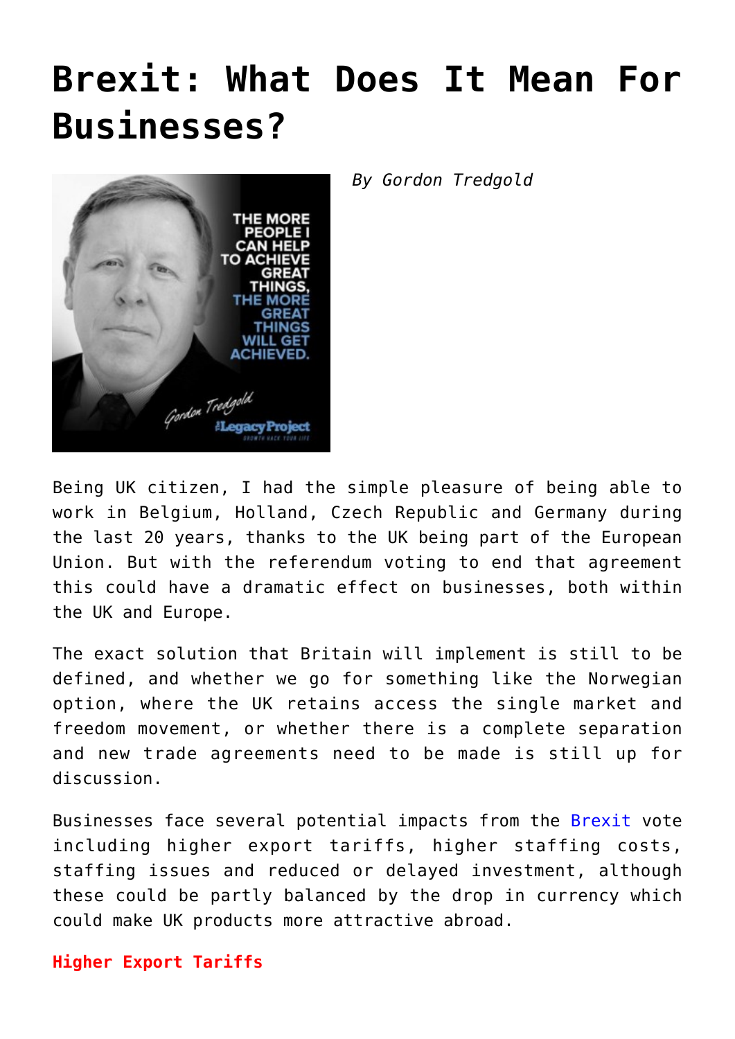# Brexit: What Does It Mean For Businesses?

*By Gordon Tredgold*

Being UK citizen, I had the simple pleasure of being able to work in Belgium, Holland, Czech Republic and Germany during the last 20 years, thanks to the UK being part of the European Union. But with the referendum voting to end that agreement this could have a dramatic effect on businesses, both within the UK and Europe.

The exact solution that Britain will implement is still to be defined, and whether we go for something like the Norwegian option, where the UK retains access the single market and freedom movement, or whether there is a complete separation and new trade agreements need to be made is still up for discussion.

Businesses face several potential impacts from the Brexit vote including higher export tariffs, higher staffing costs, staffing issues and reduced or delayed investment, although these could be partly balanced by the drop in currency which could make UK products more attractive abroad.

**Higher Export Tariffs**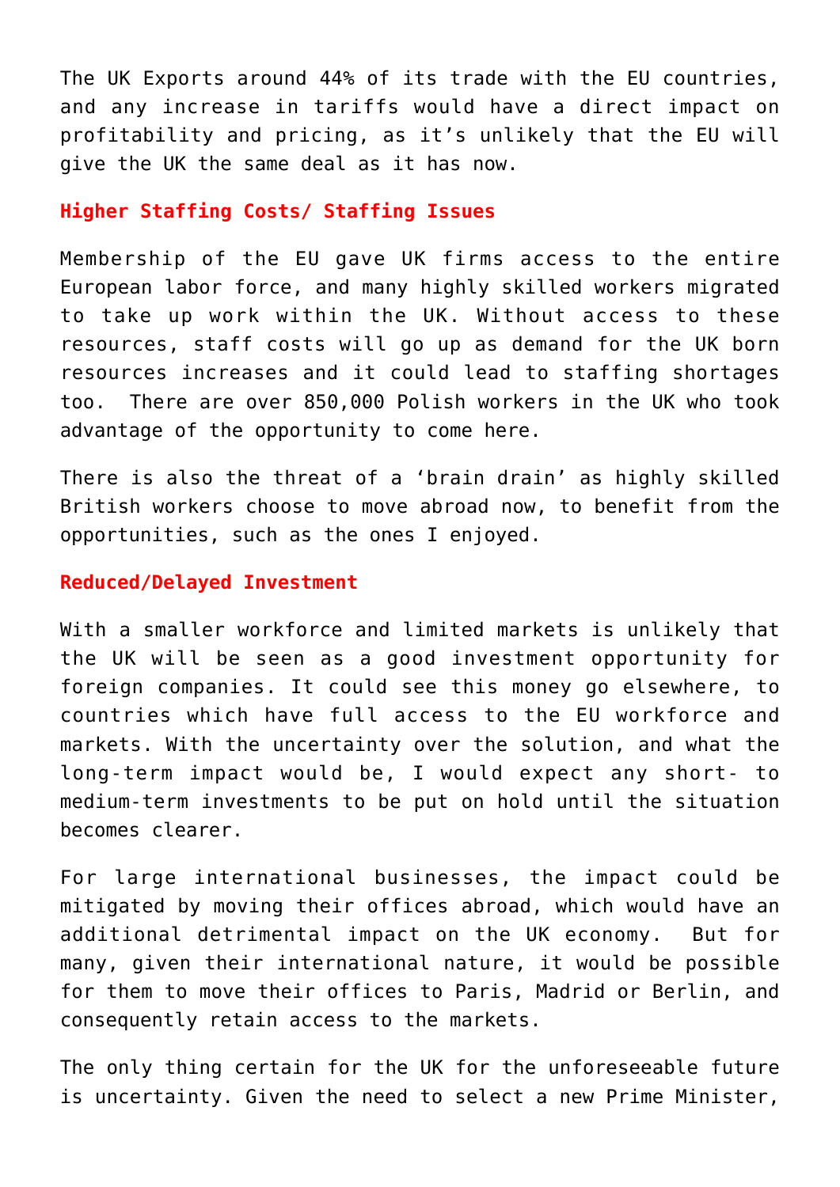The UK Exports around 44% of its trade with the EU countries, and any increase in tariffs would have a direct impact on profitability and pricing, as it's unlikely that the EU will give the UK the same deal as it has now.

**Higher Staffing Costs/ Staffing Issues**

Membership of the EU gave UK firms access to the entire European labor force, and many highly skilled workers migrated to take up work within the UK. Without access to these resources, staff costs will go up as demand for the UK born resources increases and it could lead to staffing shortages too. There are over 850,000 Polish workers in the UK who took advantage of the opportunity to come here.

There is also the threat of a 'brain drain' as highly skilled British workers choose to move abroad now, to benefit from the opportunities, such as the ones I enjoyed.

**Reduced/Delayed Investment**

With a smaller workforce and limited markets is unlikely that the UK will be seen as a good investment opportunity for foreign companies. It could see this money go elsewhere, to countries which have full access to the EU workforce and markets. With the uncertainty over the solution, and what the long-term impact would be, I would expect any short- to medium-term investments to be put on hold until the situation becomes clearer.

For large international businesses, the impact could be mitigated by moving their offices abroad, which would have an additional detrimental impact on the UK economy. But for many, given their international nature, it would be possible for them to move their offices to Paris, Madrid or Berlin, and consequently retain access to the markets.

The only thing certain for the UK for the unforeseeable future is uncertainty. Given the need to select a new Prime Minister,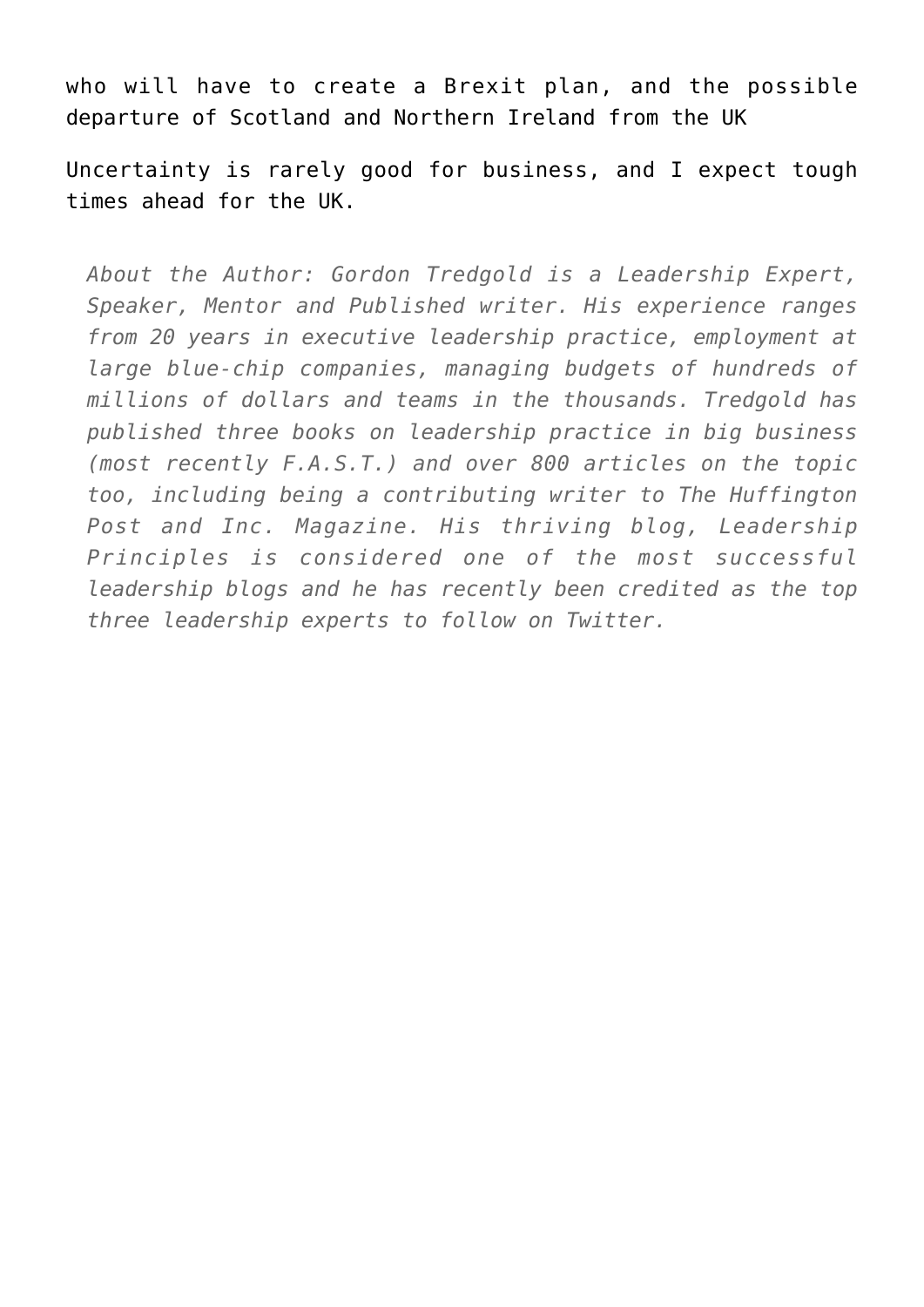who will have to create a Brexit plan, and the possible departure of Scotland and Northern Ireland from the UK

Uncertainty is rarely good for business, and I expect tough times ahead for the UK.

> *About the Author: Gordon Tredgold is a Leadership Expert, Speaker, Mentor and Published writer. His experience ranges from 20 years in executive leadership practice, employment at large blue-chip companies, managing budgets of hundreds of millions of dollars and teams in the thousands. Tredgold has published three books on leadership practice in big business (most recently F.A.S.T.) and over 800 articles on the topic too, including being a contributing writer to The Huffington Post and Inc. Magazine. His thriving blog, Leadership Principles is considered one of the most successful leadership blogs and he has recently been credited as the top three leadership experts to follow on Twitter.*